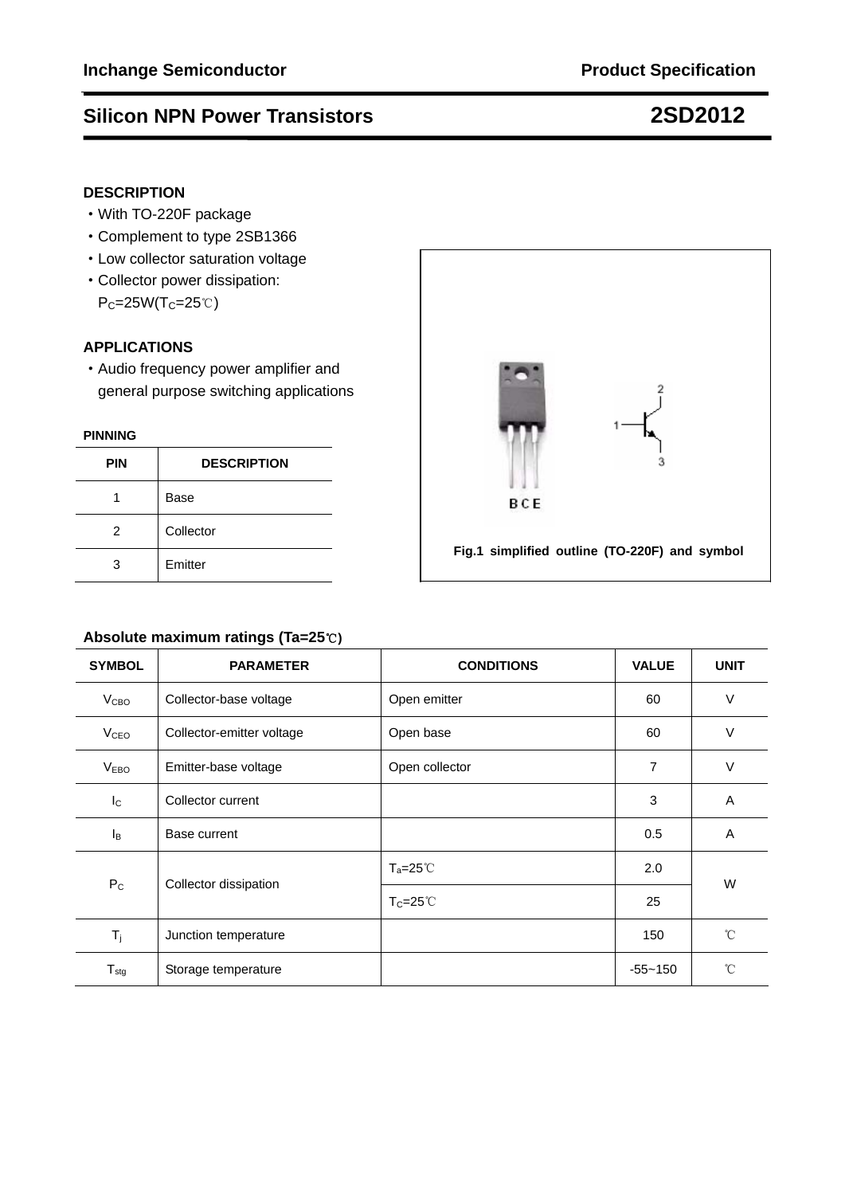# Silicon NPN Power Transistors 2SD2012

## DESCRIPTION

- With TO-220F package
- Complement to type 2SB1366
- Low collector saturation voltage
- Collector power dissipation: $P_C$=25W($T_C$=25℃)

## APPLICATIONS

- Audio frequency power amplifier and general purpose switching applications

## PINNING

| PIN | DESCRIPTION |
|---|---|
| 1 | Base |
| 2 | Collector |
| 3 | Emitter |

Fig.1 simplified outline (TO-220F) and symbol

## Absolute maximum ratings (Ta=25℃)

| SYMBOL | PARAMETER | CONDITIONS | VALUE | UNIT |
|---|---|---|---|---|
| $V_{CBO}$ | Collector-base voltage | Open emitter | 60 | V |
| $V_{CEO}$ | Collector-emitter voltage | Open base | 60 | V |
| $V_{EBO}$ | Emitter-base voltage | Open collector | 7 | V |
| $I_C$ | Collector current | | 3 | A |
| $I_B$ | Base current | | 0.5 | A |
| $P_C$ | Collector dissipation | $T_a$=25℃ | 2.0 | W |
| | | $T_C$=25℃ | 25 | |
| $T_j$ | Junction temperature | | 150 | ℃ |
| $T_{stg}$ | Storage temperature | | -55~150 | ℃ |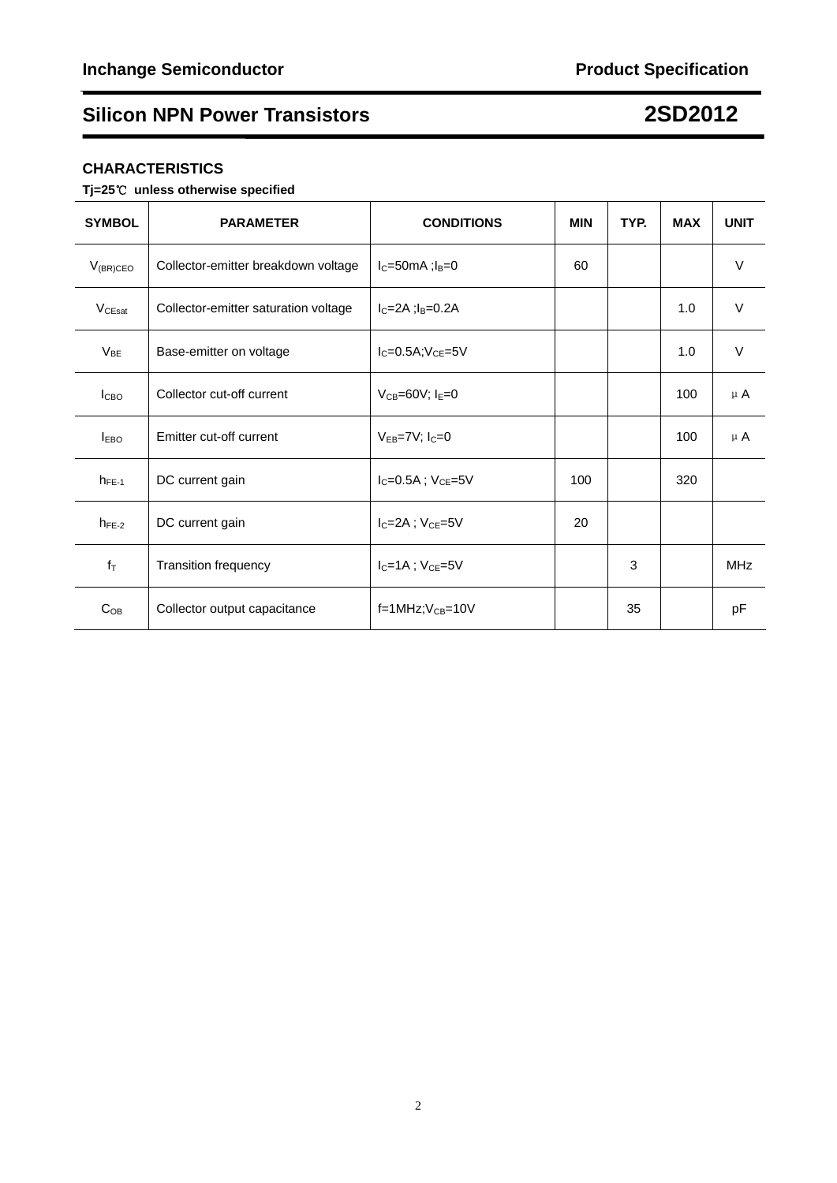## CHARACTERISTICS

**Tj=25℃ unless otherwise specified**

| SYMBOL | PARAMETER | CONDITIONS | MIN | TYP. | MAX | UNIT |
|---|---|---|---|---|---|---|
| $V_{(BR)CEO}$ | Collector-emitter breakdown voltage | $I_C$=50mA ;$I_B$=0 | 60 | | | V |
| $V_{CEsat}$ | Collector-emitter saturation voltage | $I_C$=2A ;$I_B$=0.2A | | | 1.0 | V |
| $V_{BE}$ | Base-emitter on voltage | $I_C$=0.5A;$V_{CE}$=5V | | | 1.0 | V |
| $I_{CBO}$ | Collector cut-off current | $V_{CB}$=60V; $I_E$=0 | | | 100 | μA |
| $I_{EBO}$ | Emitter cut-off current | $V_{EB}$=7V; $I_C$=0 | | | 100 | μA |
| $h_{FE-1}$ | DC current gain | $I_C$=0.5A ; $V_{CE}$=5V | 100 | | 320 | |
| $h_{FE-2}$ | DC current gain | $I_C$=2A ; $V_{CE}$=5V | 20 | | | |
| $f_T$ | Transition frequency | $I_C$=1A ; $V_{CE}$=5V | | 3 | | MHz |
| $C_{OB}$ | Collector output capacitance | f=1MHz;$V_{CB}$=10V | | 35 | | pF |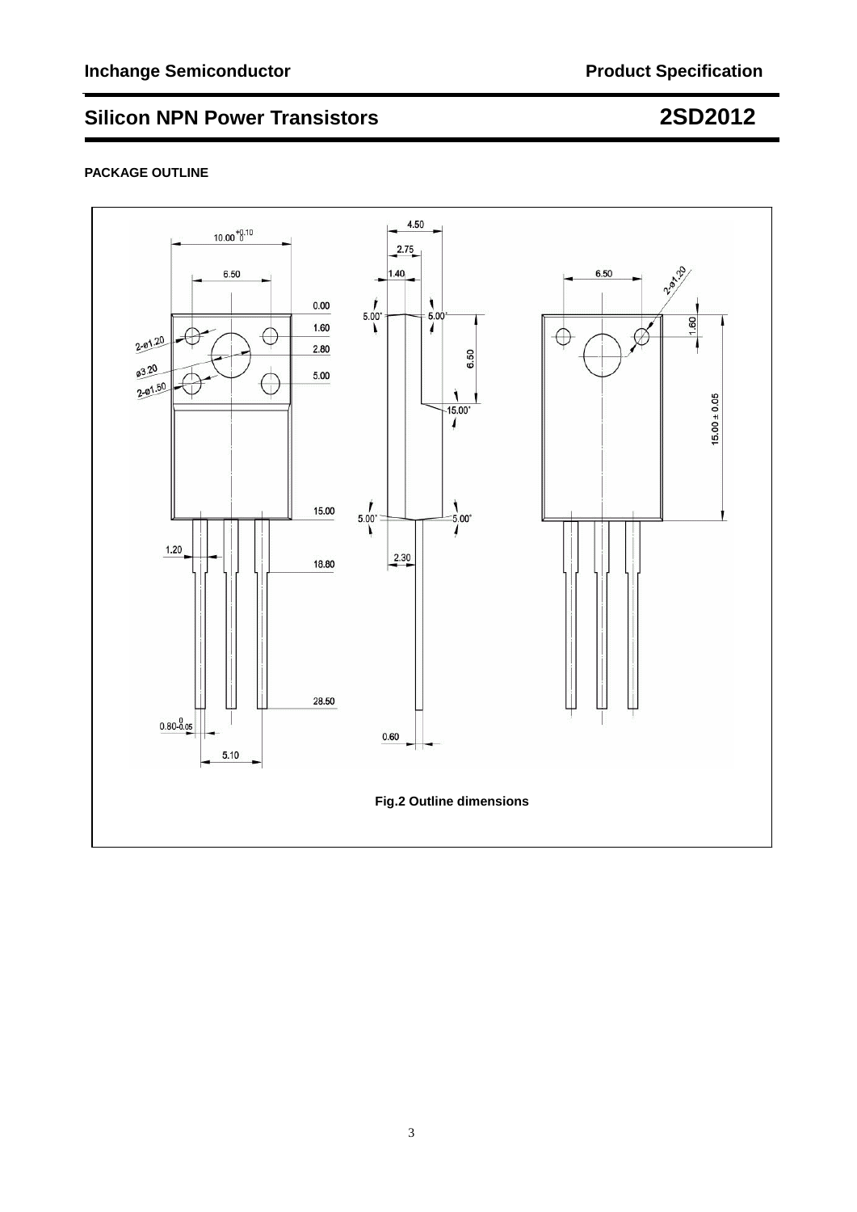# Silicon NPN Power Transistors 2SD2012

**PACKAGE OUTLINE**

10.00 +0.10 0
6.50
0.00
1.60
2.80
5.00
2-ø1.20
ø3.20
2-ø1.50
15.00
1.20
18.80
28.50
0.80 0 -0.05
5.10
4.50
2.75
1.40
5.00°
5.00°
6.50
15.00°
5.00°
5.00°
2.30
0.60
6.50
2-ø1.20
1.60
15.00 ± 0.05

Fig.2 Outline dimensions